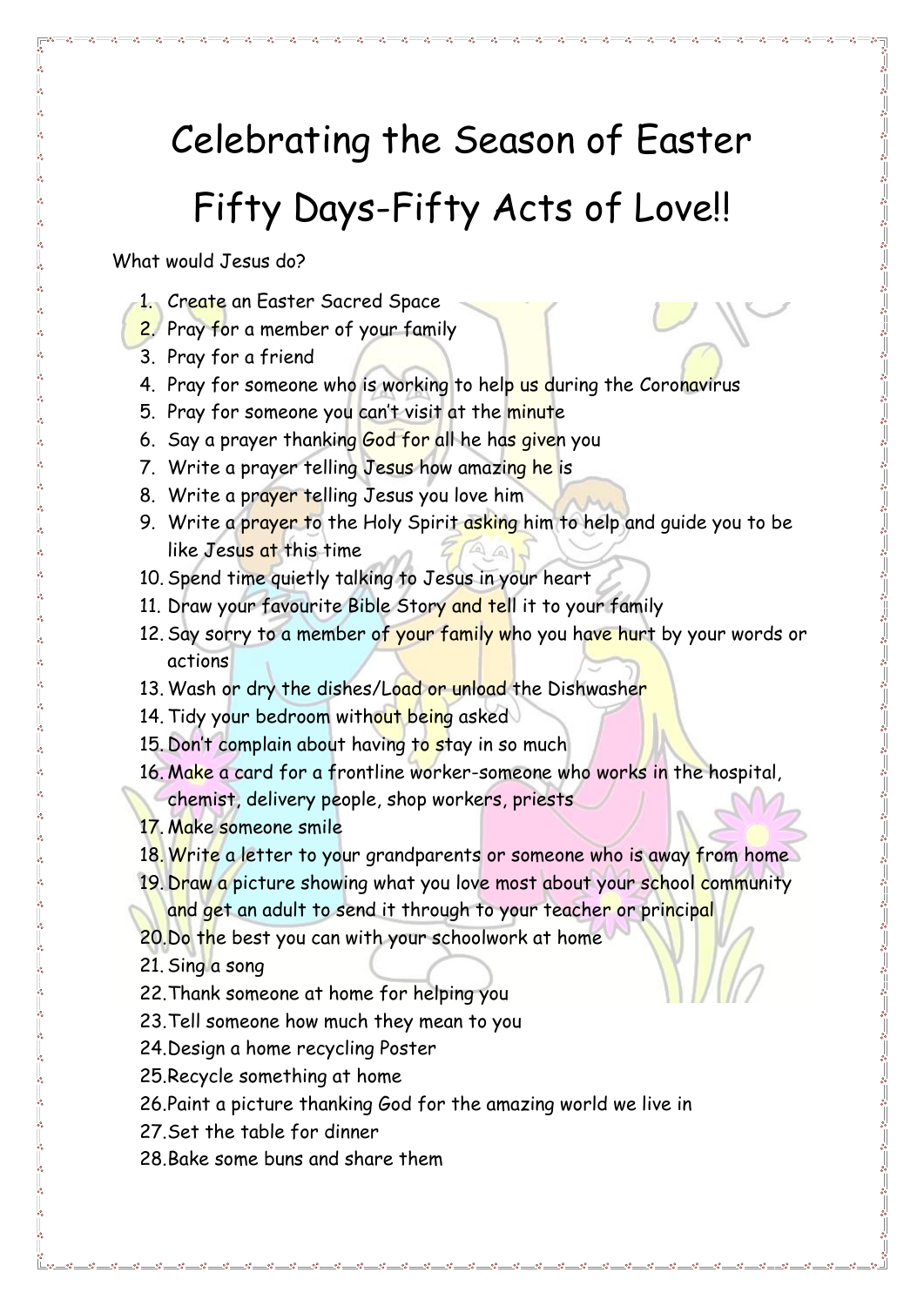# Celebrating the Season of Easter

# Fifty Days-Fifty Acts of Love!!

What would Jesus do?

1. Create an Easter Sacred Space
2. Pray for a member of your family
3. Pray for a friend
4. Pray for someone who is working to help us during the Coronavirus
5. Pray for someone you can't visit at the minute
6. Say a prayer thanking God for all he has given you
7. Write a prayer telling Jesus how amazing he is
8. Write a prayer telling Jesus you love him
9. Write a prayer to the Holy Spirit asking him to help and guide you to be like Jesus at this time
10. Spend time quietly talking to Jesus in your heart
11. Draw your favourite Bible Story and tell it to your family
12. Say sorry to a member of your family who you have hurt by your words or actions
13. Wash or dry the dishes/Load or unload the Dishwasher
14. Tidy your bedroom without being asked
15. Don't complain about having to stay in so much
16. Make a card for a frontline worker-someone who works in the hospital, chemist, delivery people, shop workers, priests
17. Make someone smile
18. Write a letter to your grandparents or someone who is away from home
19. Draw a picture showing what you love most about your school community and get an adult to send it through to your teacher or principal
20. Do the best you can with your schoolwork at home
21. Sing a song
22. Thank someone at home for helping you
23. Tell someone how much they mean to you
24. Design a home recycling Poster
25. Recycle something at home
26. Paint a picture thanking God for the amazing world we live in
27. Set the table for dinner
28. Bake some buns and share them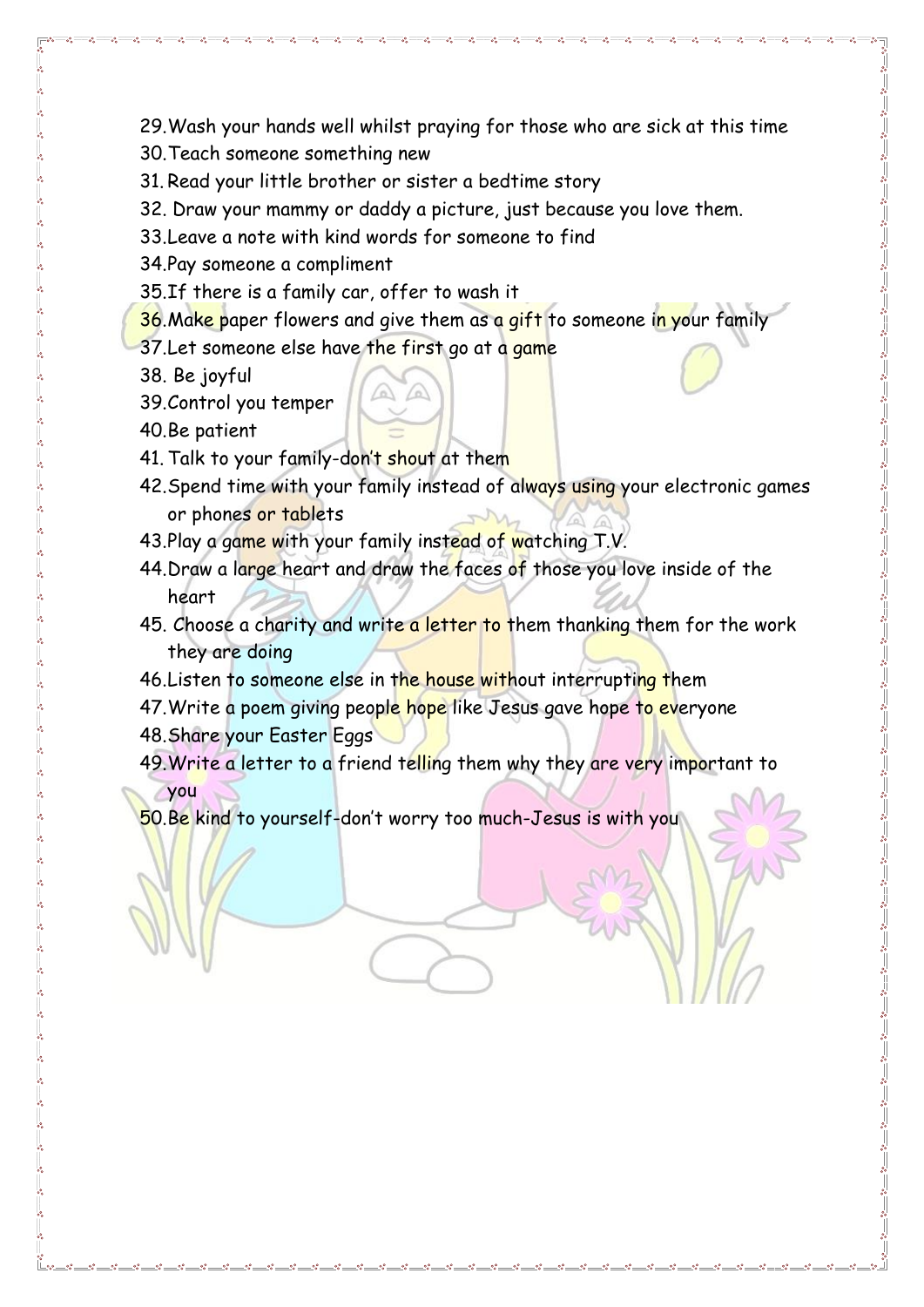29. Wash your hands well whilst praying for those who are sick at this time
30. Teach someone something new
31. Read your little brother or sister a bedtime story
32. Draw your mammy or daddy a picture, just because you love them.
33. Leave a note with kind words for someone to find
34. Pay someone a compliment
35. If there is a family car, offer to wash it
36. Make paper flowers and give them as a gift to someone in your family
37. Let someone else have the first go at a game
38. Be joyful
39. Control you temper
40. Be patient
41. Talk to your family-don't shout at them
42. Spend time with your family instead of always using your electronic games or phones or tablets
43. Play a game with your family instead of watching T.V.
44. Draw a large heart and draw the faces of those you love inside of the heart
45. Choose a charity and write a letter to them thanking them for the work they are doing
46. Listen to someone else in the house without interrupting them
47. Write a poem giving people hope like Jesus gave hope to everyone
48. Share your Easter Eggs
49. Write a letter to a friend telling them why they are very important to you
50. Be kind to yourself-don't worry too much-Jesus is with you